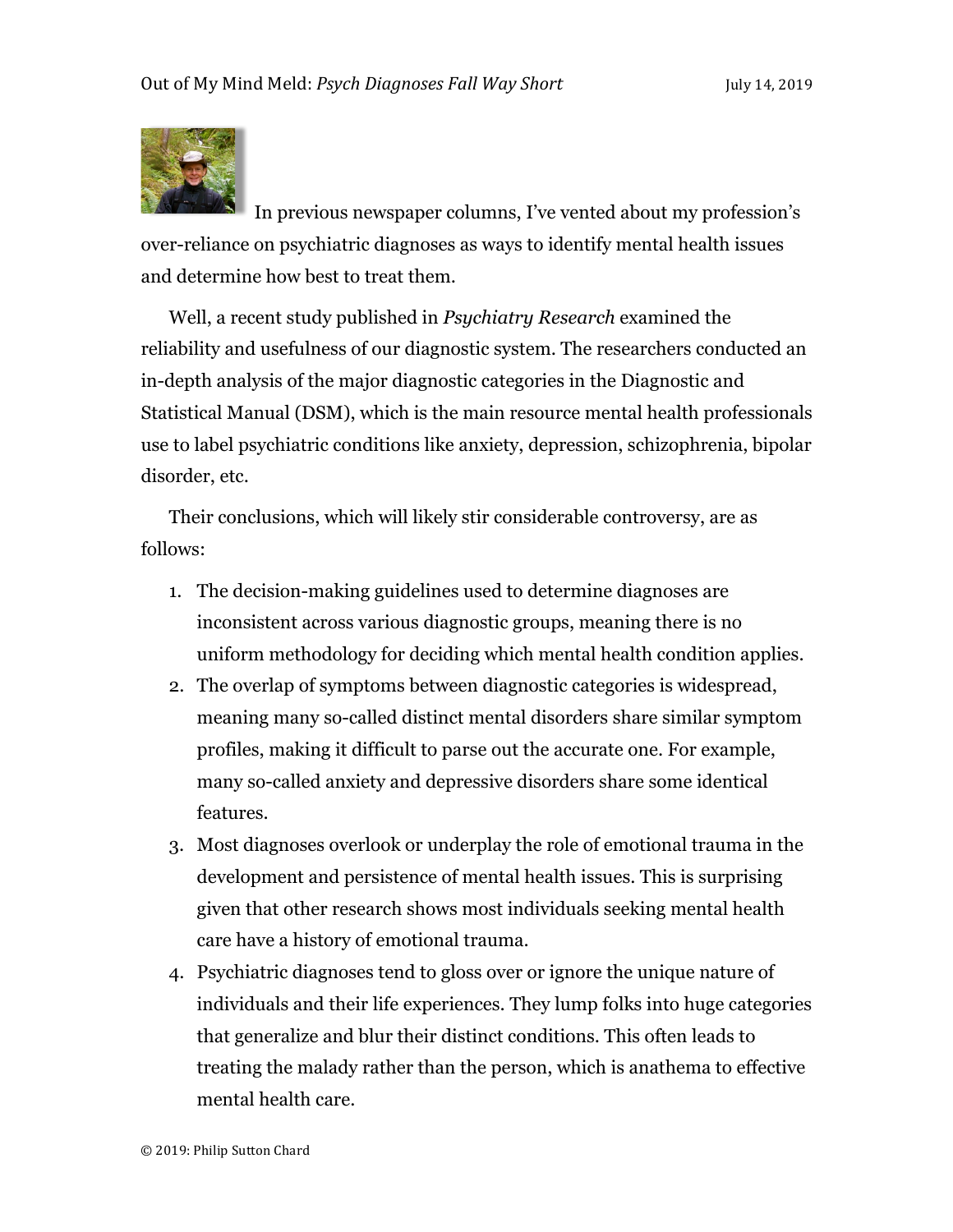In previous newspaper columns, I've vented about my profession's over-reliance on psychiatric diagnoses as ways to identify mental health issues and determine how best to treat them.

Well, a recent study published in *Psychiatry Research* examined the reliability and usefulness of our diagnostic system. The researchers conducted an in-depth analysis of the major diagnostic categories in the Diagnostic and Statistical Manual (DSM), which is the main resource mental health professionals use to label psychiatric conditions like anxiety, depression, schizophrenia, bipolar disorder, etc.

Their conclusions, which will likely stir considerable controversy, are as follows:

1. The decision-making guidelines used to determine diagnoses are inconsistent across various diagnostic groups, meaning there is no uniform methodology for deciding which mental health condition applies.
2. The overlap of symptoms between diagnostic categories is widespread, meaning many so-called distinct mental disorders share similar symptom profiles, making it difficult to parse out the accurate one. For example, many so-called anxiety and depressive disorders share some identical features.
3. Most diagnoses overlook or underplay the role of emotional trauma in the development and persistence of mental health issues. This is surprising given that other research shows most individuals seeking mental health care have a history of emotional trauma.
4. Psychiatric diagnoses tend to gloss over or ignore the unique nature of individuals and their life experiences. They lump folks into huge categories that generalize and blur their distinct conditions. This often leads to treating the malady rather than the person, which is anathema to effective mental health care.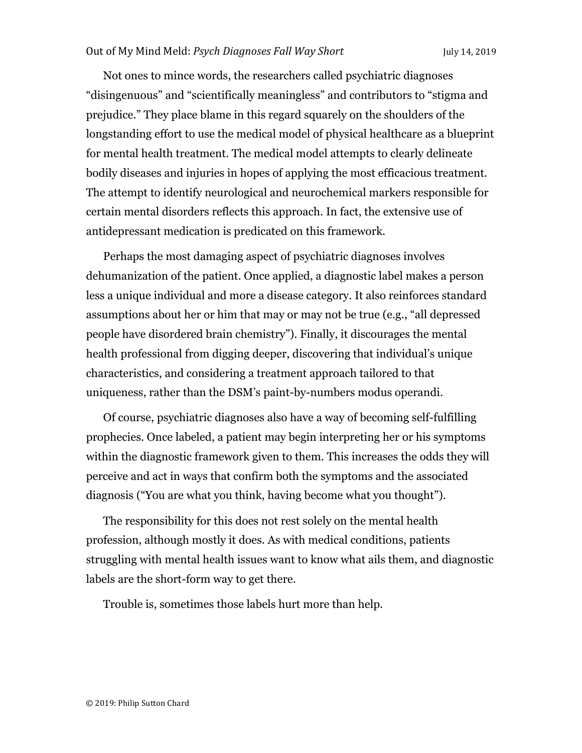Not ones to mince words, the researchers called psychiatric diagnoses "disingenuous" and "scientifically meaningless" and contributors to "stigma and prejudice." They place blame in this regard squarely on the shoulders of the longstanding effort to use the medical model of physical healthcare as a blueprint for mental health treatment. The medical model attempts to clearly delineate bodily diseases and injuries in hopes of applying the most efficacious treatment. The attempt to identify neurological and neurochemical markers responsible for certain mental disorders reflects this approach. In fact, the extensive use of antidepressant medication is predicated on this framework.

Perhaps the most damaging aspect of psychiatric diagnoses involves dehumanization of the patient. Once applied, a diagnostic label makes a person less a unique individual and more a disease category. It also reinforces standard assumptions about her or him that may or may not be true (e.g., "all depressed people have disordered brain chemistry"). Finally, it discourages the mental health professional from digging deeper, discovering that individual's unique characteristics, and considering a treatment approach tailored to that uniqueness, rather than the DSM's paint-by-numbers modus operandi.

Of course, psychiatric diagnoses also have a way of becoming self-fulfilling prophecies. Once labeled, a patient may begin interpreting her or his symptoms within the diagnostic framework given to them. This increases the odds they will perceive and act in ways that confirm both the symptoms and the associated diagnosis ("You are what you think, having become what you thought").

The responsibility for this does not rest solely on the mental health profession, although mostly it does. As with medical conditions, patients struggling with mental health issues want to know what ails them, and diagnostic labels are the short-form way to get there.

Trouble is, sometimes those labels hurt more than help.

© 2019: Philip Sutton Chard